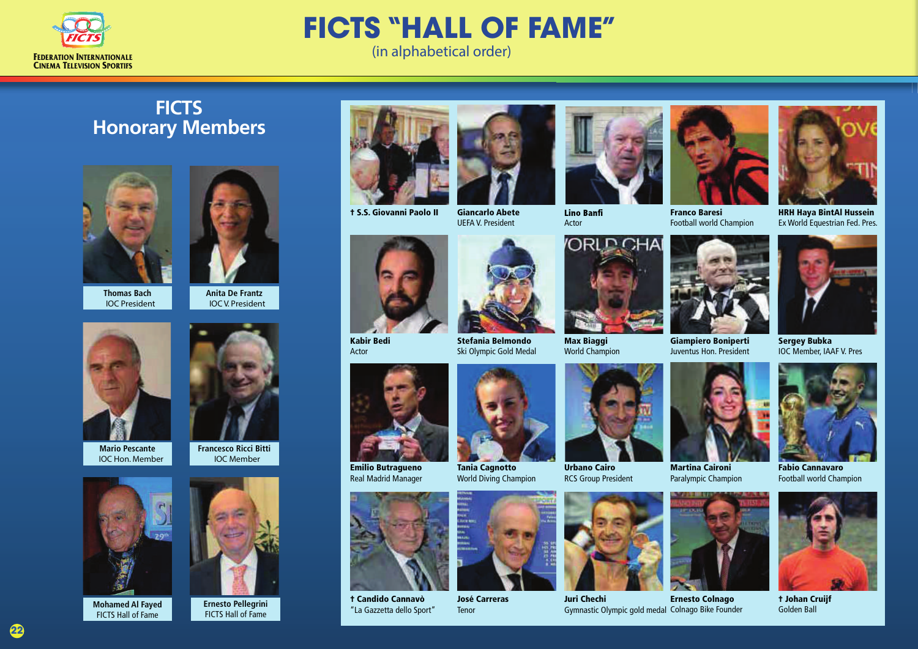# FICTS "HALL OF FAME"

(in alphabetical order)

## FICTS Honorary Members

**Thomas Bach**
IOC President

**Anita De Frantz**
IOC V. President

**Mario Pescante**
IOC Hon. Member

**Francesco Ricci Bitti**
IOC Member

**Mohamed Al Fayed**
FICTS Hall of Fame

**Ernesto Pellegrini**
FICTS Hall of Fame

---

**† S.S. Giovanni Paolo II**

**Giancarlo Abete**
UEFA V. President

**Lino Banfi**
Actor

**Franco Baresi**
Football world Champion

**HRH Haya BintAl Hussein**
Ex World Equestrian Fed. Pres.

**Kabir Bedi**
Actor

**Stefania Belmondo**
Ski Olympic Gold Medal

**Max Biaggi**
World Champion

**Giampiero Boniperti**
Juventus Hon. President

**Sergey Bubka**
IOC Member, IAAF V. Pres

**Emilio Butragueno**
Real Madrid Manager

**Tania Cagnotto**
World Diving Champion

**Urbano Cairo**
RCS Group President

**Martina Caironi**
Paralympic Champion

**Fabio Cannavaro**
Football world Champion

**† Candido Cannavò**
"La Gazzetta dello Sport"

**José Carreras**
Tenor

**Juri Chechi**
Gymnastic Olympic gold medal

**Ernesto Colnago**
Colnago Bike Founder

**† Johan Cruijf**
Golden Ball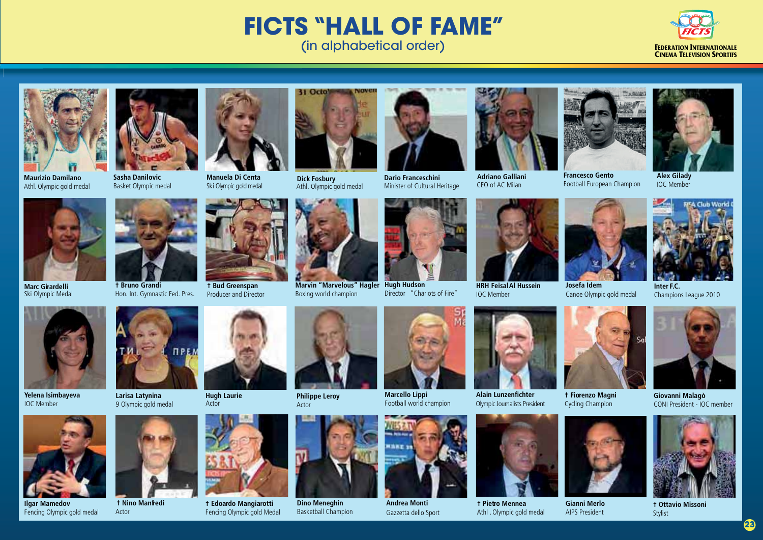# FICTS "HALL OF FAME"

(in alphabetical order)

FEDERATION INTERNATIONALE CINEMA TELEVISION SPORTIFS

**Maurizio Damilano**
Athl. Olympic gold medal

**Sasha Danilovic**
Basket Olympic medal

**Manuela Di Centa**
Ski Olympic gold medal

**Dick Fosbury**
Athl. Olympic gold medal

**Dario Franceschini**
Minister of Cultural Heritage

**Adriano Galliani**
CEO of AC Milan

**Francesco Gento**
Football European Champion

**Alex Gilady**
IOC Member

**Marc Girardelli**
Ski Olympic Medal

**† Bruno Grandi**
Hon. Int. Gymnastic Fed. Pres.

**† Bud Greenspan**
Producer and Director

**Marvin "Marvelous" Hagler**
Boxing world champion

**Hugh Hudson**
Director "Chariots of Fire"

**HRH Feisal Al Hussein**
IOC Member

**Josefa Idem**
Canoe Olympic gold medal

**Inter F.C.**
Champions League 2010

**Yelena Isimbayeva**
IOC Member

**Larisa Latynina**
9 Olympic gold medal

**Hugh Laurie**
Actor

**Philippe Leroy**
Actor

**Marcello Lippi**
Football world champion

**Alain Lunzenfichter**
Olympic Journalists President

**† Fiorenzo Magni**
Cycling Champion

**Giovanni Malagò**
CONI President - IOC member

**Ilgar Mamedov**
Fencing Olympic gold medal

**† Nino Manfredi**
Actor

**† Edoardo Mangiarotti**
Fencing Olympic gold Medal

**Dino Meneghin**
Basketball Champion

**Andrea Monti**
Gazzetta dello Sport

**† Pietro Mennea**
Athl . Olympic gold medal

**Gianni Merlo**
AIPS President

**† Ottavio Missoni**
Stylist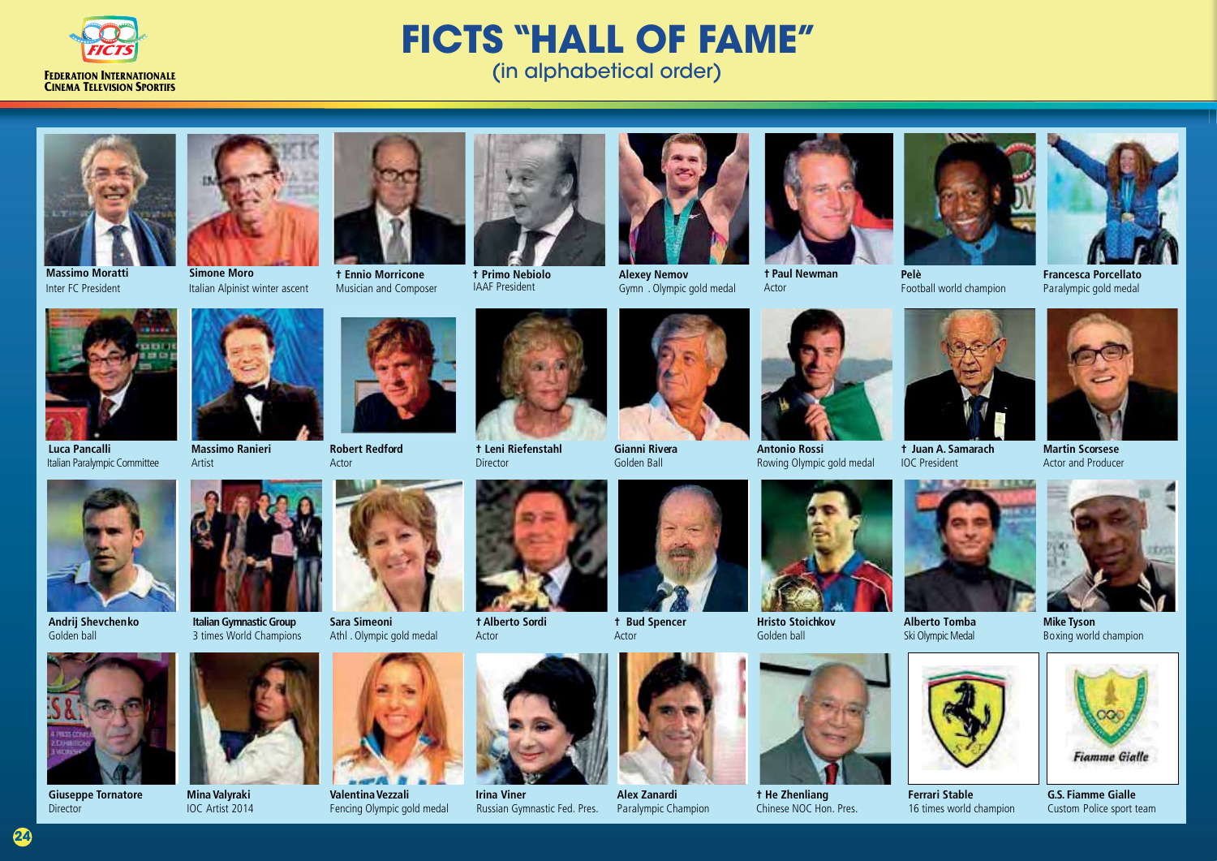FEDERATION INTERNATIONALE CINEMA TELEVISION SPORTIFS

# FICTS "HALL OF FAME"

(in alphabetical order)

**Massimo Moratti**
Inter FC President

**Simone Moro**
Italian Alpinist winter ascent

**† Ennio Morricone**
Musician and Composer

**† Primo Nebiolo**
IAAF President

**Alexey Nemov**
Gymn . Olympic gold medal

**† Paul Newman**
Actor

**Pelè**
Football world champion

**Francesca Porcellato**
Paralympic gold medal

**Luca Pancalli**
Italian Paralympic Committee

**Massimo Ranieri**
Artist

**Robert Redford**
Actor

**† Leni Riefenstahl**
Director

**Gianni Rivera**
Golden Ball

**Antonio Rossi**
Rowing Olympic gold medal

**† Juan A. Samarach**
IOC President

**Martin Scorsese**
Actor and Producer

**Andrij Shevchenko**
Golden ball

**Italian Gymnastic Group**
3 times World Champions

**Sara Simeoni**
Athl . Olympic gold medal

**† Alberto Sordi**
Actor

**† Bud Spencer**
Actor

**Hristo Stoichkov**
Golden ball

**Alberto Tomba**
Ski Olympic Medal

**Mike Tyson**
Boxing world champion

**Giuseppe Tornatore**
Director

**Mina Valyraki**
IOC Artist 2014

**Valentina Vezzali**
Fencing Olympic gold medal

**Irina Viner**
Russian Gymnastic Fed. Pres.

**Alex Zanardi**
Paralympic Champion

**† He Zhenliang**
Chinese NOC Hon. Pres.

**Ferrari Stable**
16 times world champion

**G.S. Fiamme Gialle**
Custom Police sport team